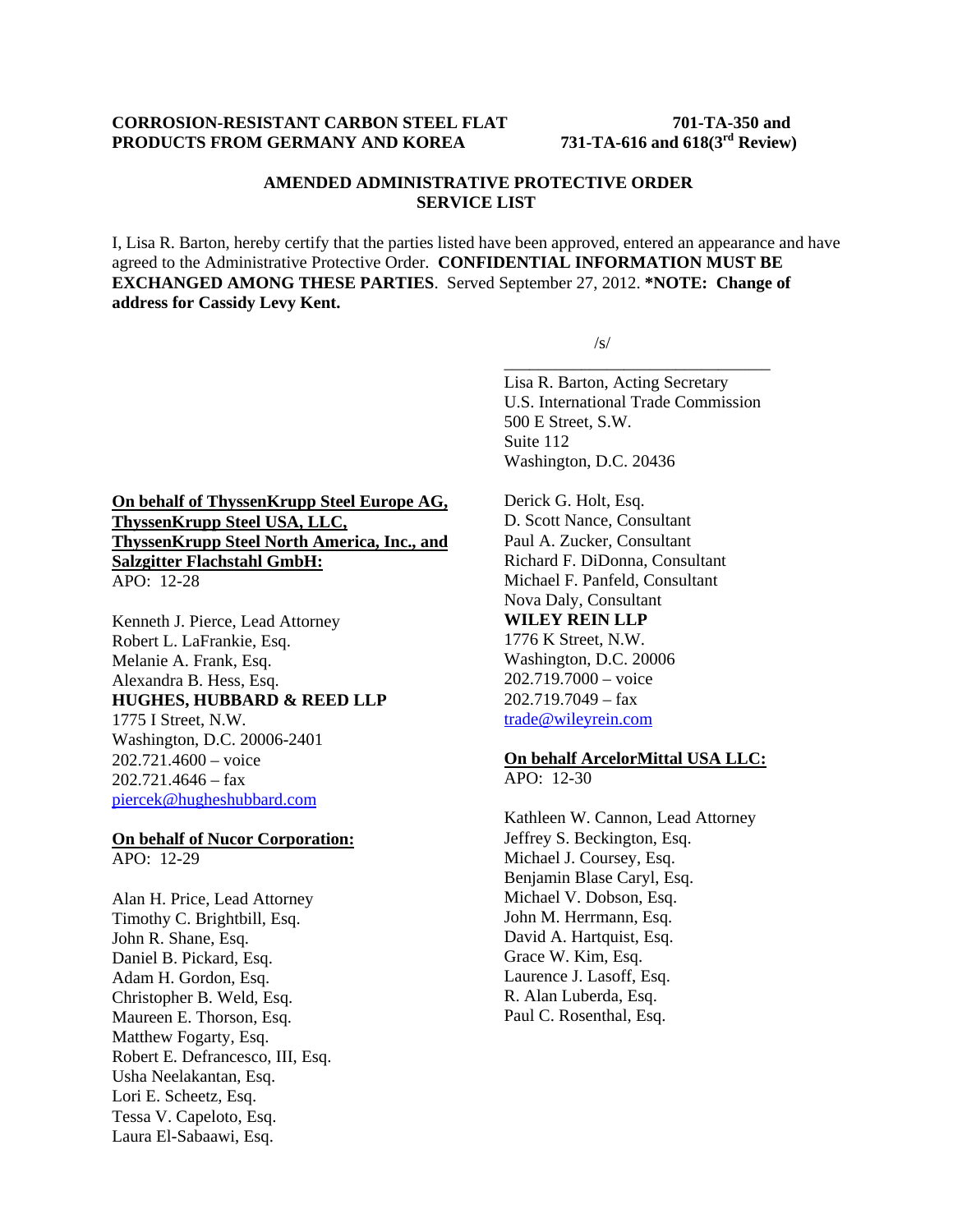**CORROSION-RESISTANT CARBON STEEL FLAT PRODUCTS FROM GERMANY AND KOREA**

**701-TA-350 and 731-TA-616 and 618(3rd Review)**

**AMENDED ADMINISTRATIVE PROTECTIVE ORDER SERVICE LIST**

I, Lisa R. Barton, hereby certify that the parties listed have been approved, entered an appearance and have agreed to the Administrative Protective Order. **CONFIDENTIAL INFORMATION MUST BE EXCHANGED AMONG THESE PARTIES**. Served September 27, 2012. ***NOTE: Change of address for Cassidy Levy Kent.**

/s/

Lisa R. Barton, Acting Secretary
U.S. International Trade Commission
500 E Street, S.W.
Suite 112
Washington, D.C. 20436

**On behalf of ThyssenKrupp Steel Europe AG, ThyssenKrupp Steel USA, LLC, ThyssenKrupp Steel North America, Inc., and Salzgitter Flachstahl GmbH:**
APO: 12-28

Kenneth J. Pierce, Lead Attorney
Robert L. LaFrankie, Esq.
Melanie A. Frank, Esq.
Alexandra B. Hess, Esq.
**HUGHES, HUBBARD & REED LLP**
1775 I Street, N.W.
Washington, D.C. 20006-2401
202.721.4600 – voice
202.721.4646 – fax
piercek@hugheshubbard.com

**On behalf of Nucor Corporation:**
APO: 12-29

Alan H. Price, Lead Attorney
Timothy C. Brightbill, Esq.
John R. Shane, Esq.
Daniel B. Pickard, Esq.
Adam H. Gordon, Esq.
Christopher B. Weld, Esq.
Maureen E. Thorson, Esq.
Matthew Fogarty, Esq.
Robert E. Defrancesco, III, Esq.
Usha Neelakantan, Esq.
Lori E. Scheetz, Esq.
Tessa V. Capeloto, Esq.
Laura El-Sabaawi, Esq.
Derick G. Holt, Esq.
D. Scott Nance, Consultant
Paul A. Zucker, Consultant
Richard F. DiDonna, Consultant
Michael F. Panfeld, Consultant
Nova Daly, Consultant
**WILEY REIN LLP**
1776 K Street, N.W.
Washington, D.C. 20006
202.719.7000 – voice
202.719.7049 – fax
trade@wileyrein.com

**On behalf ArcelorMittal USA LLC:**
APO: 12-30

Kathleen W. Cannon, Lead Attorney
Jeffrey S. Beckington, Esq.
Michael J. Coursey, Esq.
Benjamin Blase Caryl, Esq.
Michael V. Dobson, Esq.
John M. Herrmann, Esq.
David A. Hartquist, Esq.
Grace W. Kim, Esq.
Laurence J. Lasoff, Esq.
R. Alan Luberda, Esq.
Paul C. Rosenthal, Esq.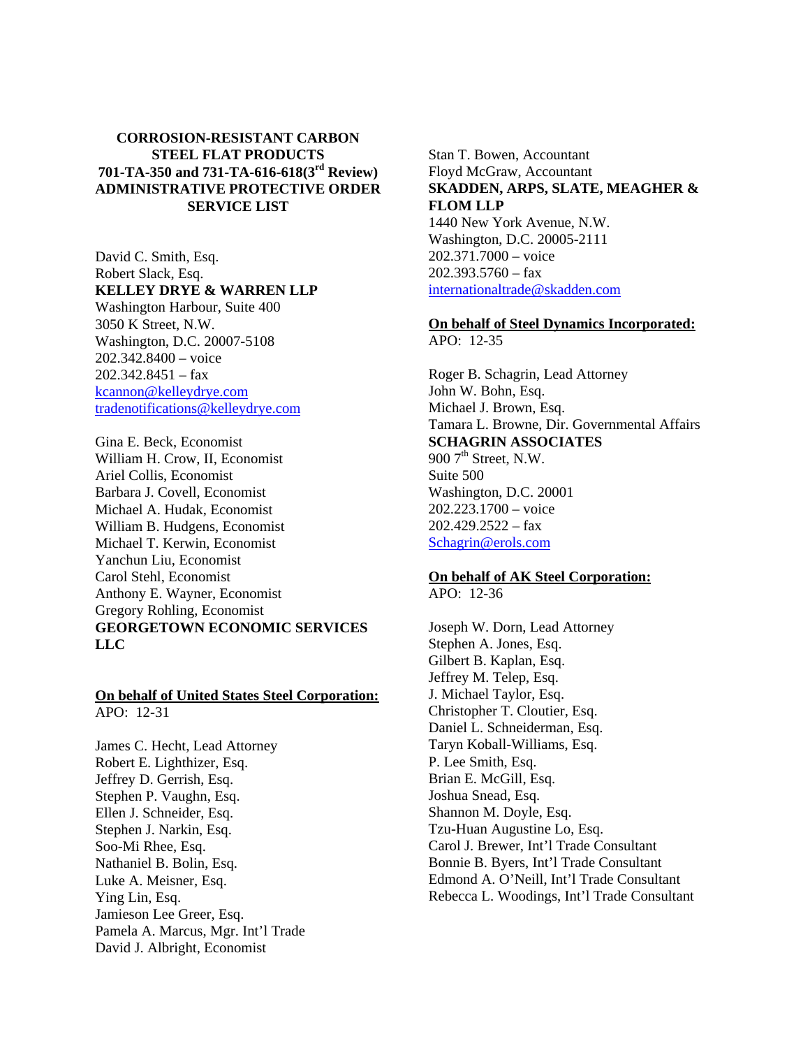**CORROSION-RESISTANT CARBON STEEL FLAT PRODUCTS**
**701-TA-350 and 731-TA-616-618(3rd Review)**
**ADMINISTRATIVE PROTECTIVE ORDER SERVICE LIST**

David C. Smith, Esq.
Robert Slack, Esq.
**KELLEY DRYE & WARREN LLP**
Washington Harbour, Suite 400
3050 K Street, N.W.
Washington, D.C. 20007-5108
202.342.8400 – voice
202.342.8451 – fax
kcannon@kelleydrye.com
tradenotifications@kelleydrye.com

Gina E. Beck, Economist
William H. Crow, II, Economist
Ariel Collis, Economist
Barbara J. Covell, Economist
Michael A. Hudak, Economist
William B. Hudgens, Economist
Michael T. Kerwin, Economist
Yanchun Liu, Economist
Carol Stehl, Economist
Anthony E. Wayner, Economist
Gregory Rohling, Economist
**GEORGETOWN ECONOMIC SERVICES LLC**

**On behalf of United States Steel Corporation:**
APO: 12-31

James C. Hecht, Lead Attorney
Robert E. Lighthizer, Esq.
Jeffrey D. Gerrish, Esq.
Stephen P. Vaughn, Esq.
Ellen J. Schneider, Esq.
Stephen J. Narkin, Esq.
Soo-Mi Rhee, Esq.
Nathaniel B. Bolin, Esq.
Luke A. Meisner, Esq.
Ying Lin, Esq.
Jamieson Lee Greer, Esq.
Pamela A. Marcus, Mgr. Int'l Trade
David J. Albright, Economist
Stan T. Bowen, Accountant
Floyd McGraw, Accountant
**SKADDEN, ARPS, SLATE, MEAGHER & FLOM LLP**
1440 New York Avenue, N.W.
Washington, D.C. 20005-2111
202.371.7000 – voice
202.393.5760 – fax
internationaltrade@skadden.com

**On behalf of Steel Dynamics Incorporated:**
APO: 12-35

Roger B. Schagrin, Lead Attorney
John W. Bohn, Esq.
Michael J. Brown, Esq.
Tamara L. Browne, Dir. Governmental Affairs
**SCHAGRIN ASSOCIATES**
900 7th Street, N.W.
Suite 500
Washington, D.C. 20001
202.223.1700 – voice
202.429.2522 – fax
Schagrin@erols.com

**On behalf of AK Steel Corporation:**
APO: 12-36

Joseph W. Dorn, Lead Attorney
Stephen A. Jones, Esq.
Gilbert B. Kaplan, Esq.
Jeffrey M. Telep, Esq.
J. Michael Taylor, Esq.
Christopher T. Cloutier, Esq.
Daniel L. Schneiderman, Esq.
Taryn Koball-Williams, Esq.
P. Lee Smith, Esq.
Brian E. McGill, Esq.
Joshua Snead, Esq.
Shannon M. Doyle, Esq.
Tzu-Huan Augustine Lo, Esq.
Carol J. Brewer, Int'l Trade Consultant
Bonnie B. Byers, Int'l Trade Consultant
Edmond A. O'Neill, Int'l Trade Consultant
Rebecca L. Woodings, Int'l Trade Consultant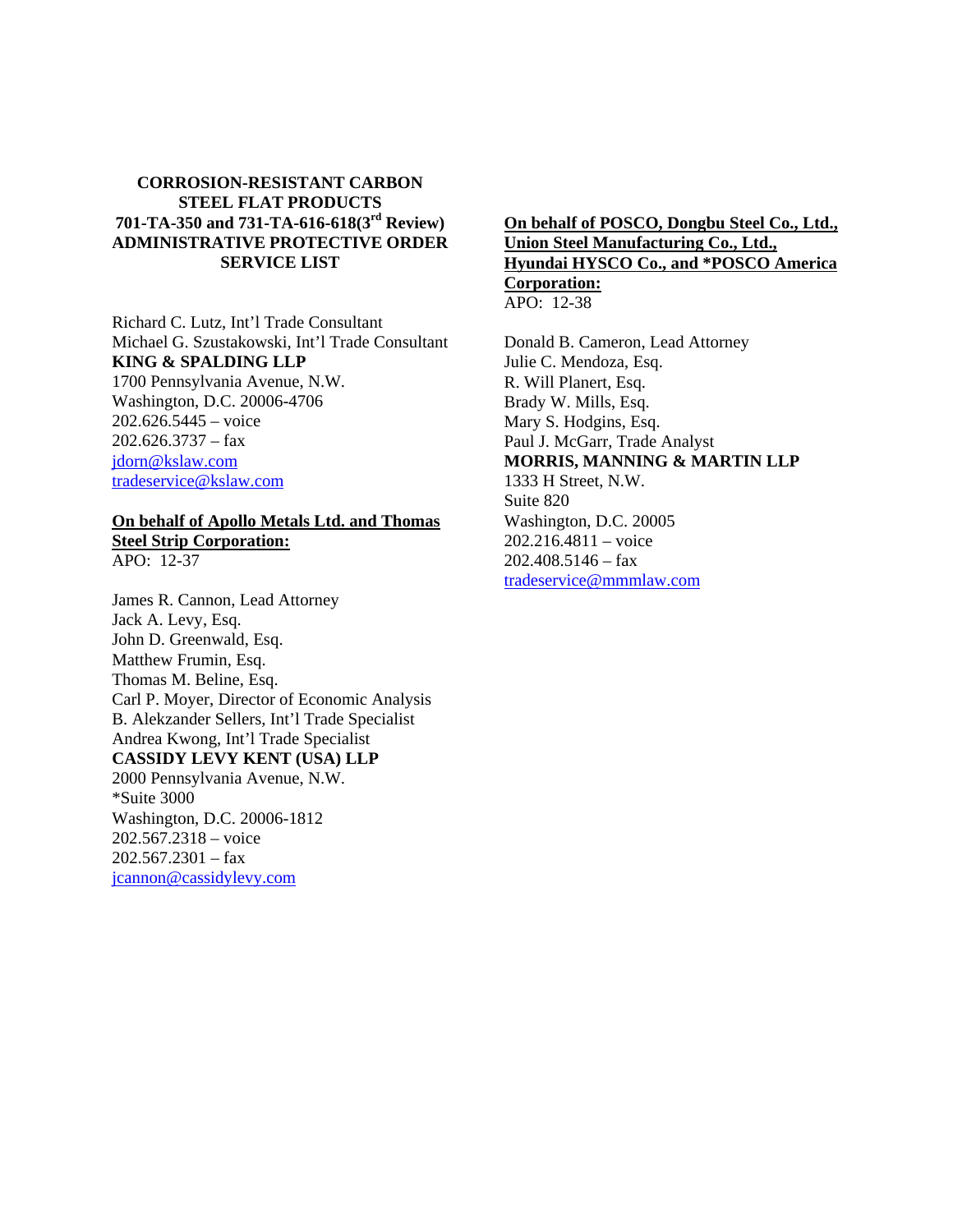**CORROSION-RESISTANT CARBON STEEL FLAT PRODUCTS**
**701-TA-350 and 731-TA-616-618(3rd Review)**
**ADMINISTRATIVE PROTECTIVE ORDER SERVICE LIST**

Richard C. Lutz, Int'l Trade Consultant
Michael G. Szustakowski, Int'l Trade Consultant
**KING & SPALDING LLP**
1700 Pennsylvania Avenue, N.W.
Washington, D.C. 20006-4706
202.626.5445 – voice
202.626.3737 – fax
jdorn@kslaw.com
tradeservice@kslaw.com

**On behalf of Apollo Metals Ltd. and Thomas Steel Strip Corporation:**
APO: 12-37

James R. Cannon, Lead Attorney
Jack A. Levy, Esq.
John D. Greenwald, Esq.
Matthew Frumin, Esq.
Thomas M. Beline, Esq.
Carl P. Moyer, Director of Economic Analysis
B. Alekzander Sellers, Int'l Trade Specialist
Andrea Kwong, Int'l Trade Specialist
**CASSIDY LEVY KENT (USA) LLP**
2000 Pennsylvania Avenue, N.W.
*Suite 3000
Washington, D.C. 20006-1812
202.567.2318 – voice
202.567.2301 – fax
jcannon@cassidylevy.com

**On behalf of POSCO, Dongbu Steel Co., Ltd., Union Steel Manufacturing Co., Ltd., Hyundai HYSCO Co., and *POSCO America Corporation:**
APO: 12-38

Donald B. Cameron, Lead Attorney
Julie C. Mendoza, Esq.
R. Will Planert, Esq.
Brady W. Mills, Esq.
Mary S. Hodgins, Esq.
Paul J. McGarr, Trade Analyst
**MORRIS, MANNING & MARTIN LLP**
1333 H Street, N.W.
Suite 820
Washington, D.C. 20005
202.216.4811 – voice
202.408.5146 – fax
tradeservice@mmmlaw.com